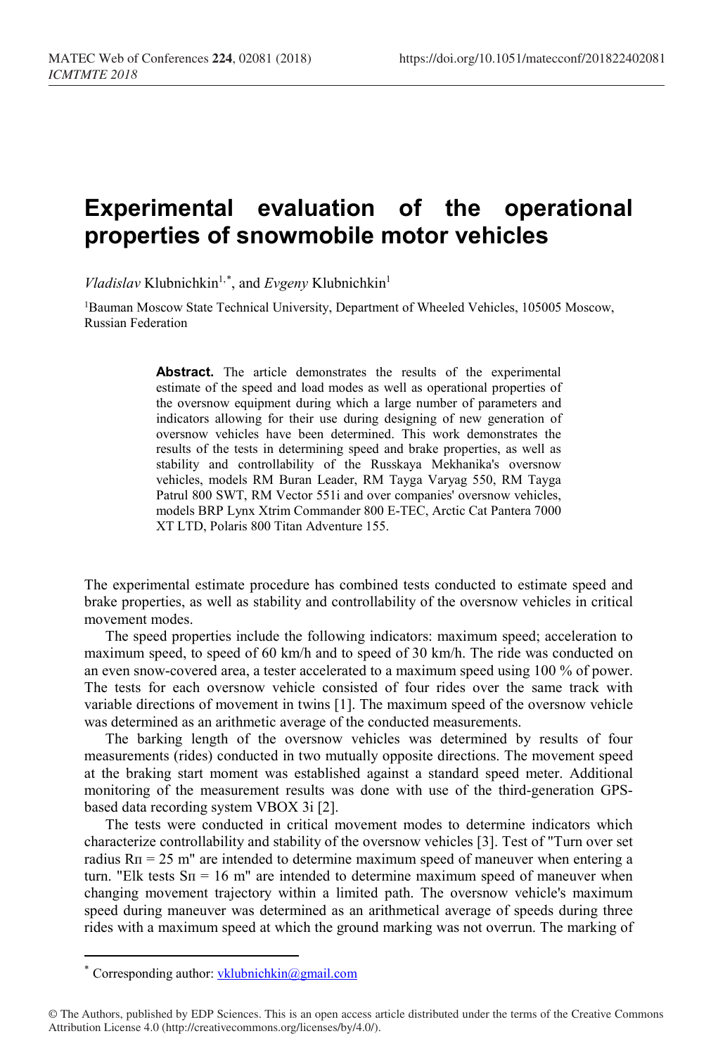# Experimental evaluation of the operational properties of snowmobile motor vehicles

*Vladislav* Klubnichkin[1,*], and *Evgeny* Klubnichkin[1]

[1]Bauman Moscow State Technical University, Department of Wheeled Vehicles, 105005 Moscow, Russian Federation

**Abstract.** The article demonstrates the results of the experimental estimate of the speed and load modes as well as operational properties of the oversnow equipment during which a large number of parameters and indicators allowing for their use during designing of new generation of oversnow vehicles have been determined. This work demonstrates the results of the tests in determining speed and brake properties, as well as stability and controllability of the Russkaya Mekhanika's oversnow vehicles, models RM Buran Leader, RM Tayga Varyag 550, RM Tayga Patrul 800 SWT, RM Vector 551i and over companies' oversnow vehicles, models BRP Lynx Xtrim Commander 800 E-TEC, Arctic Cat Pantera 7000 XT LTD, Polaris 800 Titan Adventure 155.

The experimental estimate procedure has combined tests conducted to estimate speed and brake properties, as well as stability and controllability of the oversnow vehicles in critical movement modes.

The speed properties include the following indicators: maximum speed; acceleration to maximum speed, to speed of 60 km/h and to speed of 30 km/h. The ride was conducted on an even snow-covered area, a tester accelerated to a maximum speed using 100 % of power. The tests for each oversnow vehicle consisted of four rides over the same track with variable directions of movement in twins [1]. The maximum speed of the oversnow vehicle was determined as an arithmetic average of the conducted measurements.

The barking length of the oversnow vehicles was determined by results of four measurements (rides) conducted in two mutually opposite directions. The movement speed at the braking start moment was established against a standard speed meter. Additional monitoring of the measurement results was done with use of the third-generation GPS-based data recording system VBOX 3i [2].

The tests were conducted in critical movement modes to determine indicators which characterize controllability and stability of the oversnow vehicles [3]. Test of "Turn over set radius $R_п$ = 25 m" are intended to determine maximum speed of maneuver when entering a turn. "Elk tests $S_п$ = 16 m" are intended to determine maximum speed of maneuver when changing movement trajectory within a limited path. The oversnow vehicle's maximum speed during maneuver was determined as an arithmetical average of speeds during three rides with a maximum speed at which the ground marking was not overrun. The marking of

* Corresponding author: vklubnichkin@gmail.com

© The Authors, published by EDP Sciences. This is an open access article distributed under the terms of the Creative Commons Attribution License 4.0 (http://creativecommons.org/licenses/by/4.0/).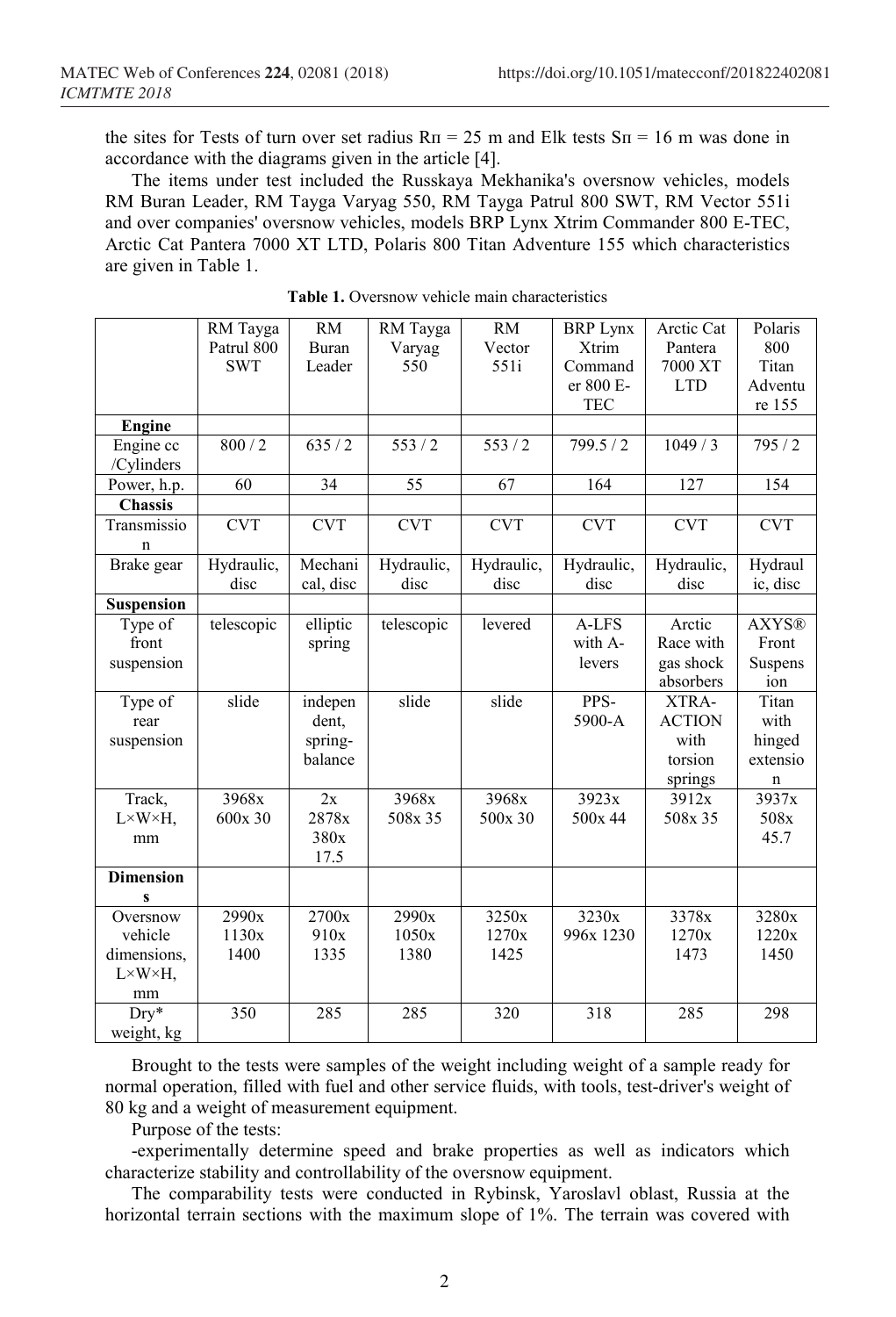the sites for Tests of turn over set radius $R_{п}$ = 25 m and Elk tests $S_{п}$ = 16 m was done in accordance with the diagrams given in the article [4].

The items under test included the Russkaya Mekhanika's oversnow vehicles, models RM Buran Leader, RM Tayga Varyag 550, RM Tayga Patrul 800 SWT, RM Vector 551i and over companies' oversnow vehicles, models BRP Lynx Xtrim Commander 800 E-TEC, Arctic Cat Pantera 7000 XT LTD, Polaris 800 Titan Adventure 155 which characteristics are given in Table 1.

**Table 1.** Oversnow vehicle main characteristics

| | RM Tayga Patrul 800 SWT | RM Buran Leader | RM Tayga Varyag 550 | RM Vector 551i | BRP Lynx Xtrim Commander 800 E-TEC | Arctic Cat Pantera 7000 XT LTD | Polaris 800 Titan Adventure 155 |
|---|---|---|---|---|---|---|---|
| **Engine** | | | | | | | |
| Engine cc /Cylinders | 800 / 2 | 635 / 2 | 553 / 2 | 553 / 2 | 799.5 / 2 | 1049 / 3 | 795 / 2 |
| Power, h.p. | 60 | 34 | 55 | 67 | 164 | 127 | 154 |
| **Chassis** | | | | | | | |
| Transmission | CVT | CVT | CVT | CVT | CVT | CVT | CVT |
| Brake gear | Hydraulic, disc | Mechanical, disc | Hydraulic, disc | Hydraulic, disc | Hydraulic, disc | Hydraulic, disc | Hydraulic, disc |
| **Suspension** | | | | | | | |
| Type of front suspension | telescopic | elliptic spring | telescopic | levered | A-LFS with A-levers | Arctic Race with gas shock absorbers | AXYS® Front Suspension |
| Type of rear suspension | slide | independent, spring-balance | slide | slide | PPS-5900-A | XTRA-ACTION with torsion springs | Titan with hinged extension |
| Track, L×W×H, mm | 3968x 600x 30 | 2x 2878x 380x 17.5 | 3968x 508x 35 | 3968x 500x 30 | 3923x 500x 44 | 3912x 508x 35 | 3937x 508x 45.7 |
| **Dimensions** | | | | | | | |
| Oversnow vehicle dimensions, L×W×H, mm | 2990x 1130x 1400 | 2700x 910x 1335 | 2990x 1050x 1380 | 3250x 1270x 1425 | 3230x 996x 1230 | 3378x 1270x 1473 | 3280x 1220x 1450 |
| Dry* weight, kg | 350 | 285 | 285 | 320 | 318 | 285 | 298 |

Brought to the tests were samples of the weight including weight of a sample ready for normal operation, filled with fuel and other service fluids, with tools, test-driver's weight of 80 kg and a weight of measurement equipment.

Purpose of the tests:

-experimentally determine speed and brake properties as well as indicators which characterize stability and controllability of the oversnow equipment.

The comparability tests were conducted in Rybinsk, Yaroslavl oblast, Russia at the horizontal terrain sections with the maximum slope of 1%. The terrain was covered with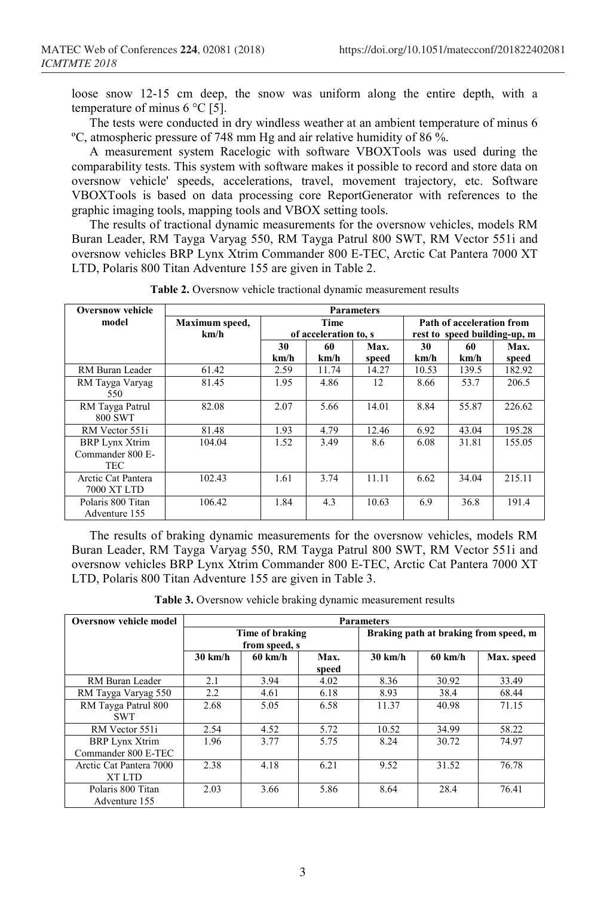loose snow 12-15 cm deep, the snow was uniform along the entire depth, with a temperature of minus 6 °C [5].

The tests were conducted in dry windless weather at an ambient temperature of minus 6 ºC, atmospheric pressure of 748 mm Hg and air relative humidity of 86 %.

A measurement system Racelogic with software VBOXTools was used during the comparability tests. This system with software makes it possible to record and store data on oversnow vehicle' speeds, accelerations, travel, movement trajectory, etc. Software VBOXTools is based on data processing core ReportGenerator with references to the graphic imaging tools, mapping tools and VBOX setting tools.

The results of tractional dynamic measurements for the oversnow vehicles, models RM Buran Leader, RM Tayga Varyag 550, RM Tayga Patrul 800 SWT, RM Vector 551i and oversnow vehicles BRP Lynx Xtrim Commander 800 E-TEC, Arctic Cat Pantera 7000 XT LTD, Polaris 800 Titan Adventure 155 are given in Table 2.

**Table 2.** Oversnow vehicle tractional dynamic measurement results

| Oversnow vehicle model | Parameters | | | | | | |
|---|---|---|---|---|---|---|---|
| | Maximum speed, km/h | Time of acceleration to, s | | | Path of acceleration from rest to speed building-up, m | | |
| | | 30 km/h | 60 km/h | Max. speed | 30 km/h | 60 km/h | Max. speed |
| RM Buran Leader | 61.42 | 2.59 | 11.74 | 14.27 | 10.53 | 139.5 | 182.92 |
| RM Tayga Varyag 550 | 81.45 | 1.95 | 4.86 | 12 | 8.66 | 53.7 | 206.5 |
| RM Tayga Patrul 800 SWT | 82.08 | 2.07 | 5.66 | 14.01 | 8.84 | 55.87 | 226.62 |
| RM Vector 551i | 81.48 | 1.93 | 4.79 | 12.46 | 6.92 | 43.04 | 195.28 |
| BRP Lynx Xtrim Commander 800 E-TEC | 104.04 | 1.52 | 3.49 | 8.6 | 6.08 | 31.81 | 155.05 |
| Arctic Cat Pantera 7000 XT LTD | 102.43 | 1.61 | 3.74 | 11.11 | 6.62 | 34.04 | 215.11 |
| Polaris 800 Titan Adventure 155 | 106.42 | 1.84 | 4.3 | 10.63 | 6.9 | 36.8 | 191.4 |

The results of braking dynamic measurements for the oversnow vehicles, models RM Buran Leader, RM Tayga Varyag 550, RM Tayga Patrul 800 SWT, RM Vector 551i and oversnow vehicles BRP Lynx Xtrim Commander 800 E-TEC, Arctic Cat Pantera 7000 XT LTD, Polaris 800 Titan Adventure 155 are given in Table 3.

**Table 3.** Oversnow vehicle braking dynamic measurement results

| Oversnow vehicle model | Parameters | | | | | |
|---|---|---|---|---|---|---|
| | Time of braking from speed, s | | | Braking path at braking from speed, m | | |
| | 30 km/h | 60 km/h | Max. speed | 30 km/h | 60 km/h | Max. speed |
| RM Buran Leader | 2.1 | 3.94 | 4.02 | 8.36 | 30.92 | 33.49 |
| RM Tayga Varyag 550 | 2.2 | 4.61 | 6.18 | 8.93 | 38.4 | 68.44 |
| RM Tayga Patrul 800 SWT | 2.68 | 5.05 | 6.58 | 11.37 | 40.98 | 71.15 |
| RM Vector 551i | 2.54 | 4.52 | 5.72 | 10.52 | 34.99 | 58.22 |
| BRP Lynx Xtrim Commander 800 E-TEC | 1.96 | 3.77 | 5.75 | 8.24 | 30.72 | 74.97 |
| Arctic Cat Pantera 7000 XT LTD | 2.38 | 4.18 | 6.21 | 9.52 | 31.52 | 76.78 |
| Polaris 800 Titan Adventure 155 | 2.03 | 3.66 | 5.86 | 8.64 | 28.4 | 76.41 |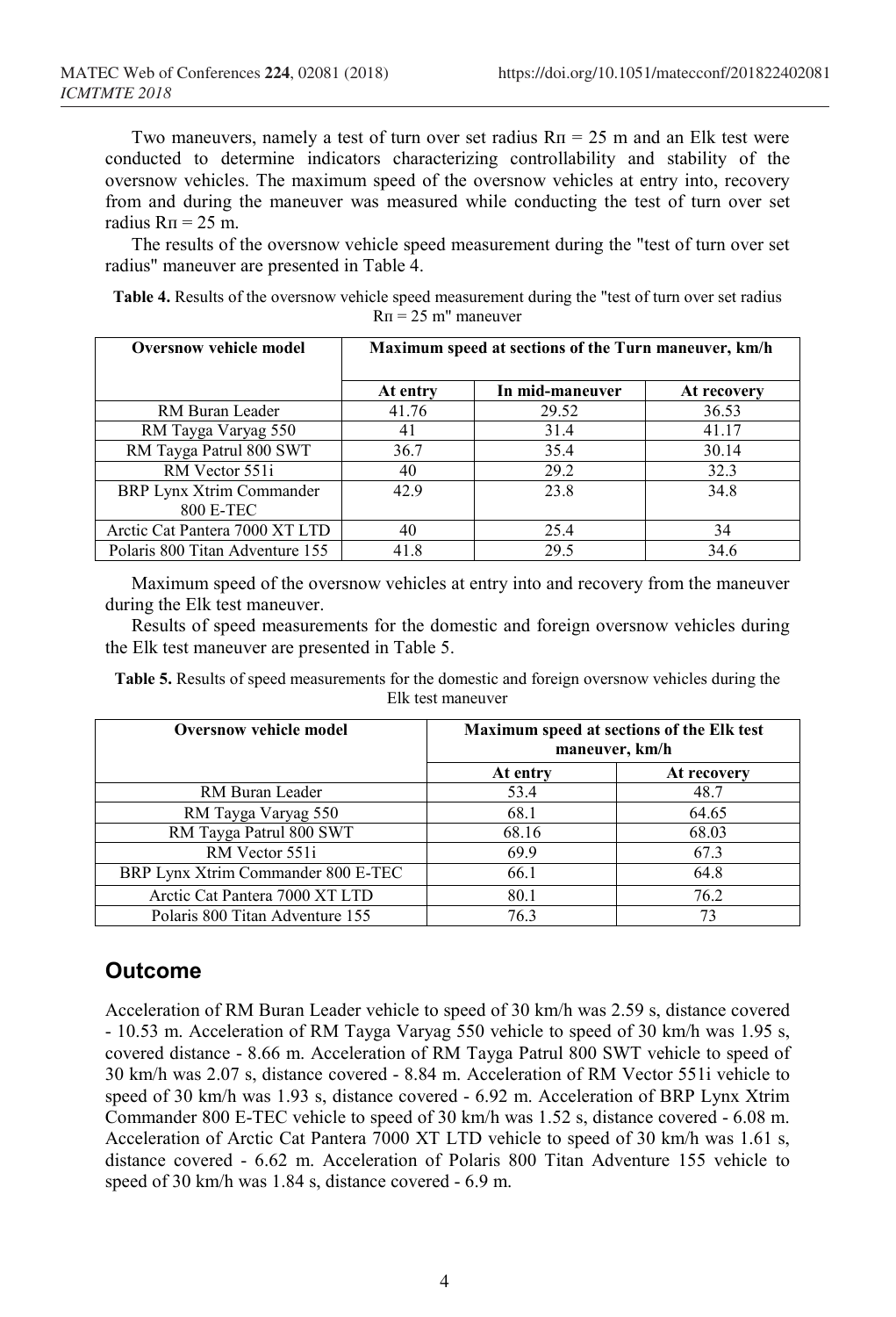Two maneuvers, namely a test of turn over set radius $R_п = 25$ m and an Elk test were conducted to determine indicators characterizing controllability and stability of the oversnow vehicles. The maximum speed of the oversnow vehicles at entry into, recovery from and during the maneuver was measured while conducting the test of turn over set radius $R_п = 25$ m.

The results of the oversnow vehicle speed measurement during the "test of turn over set radius" maneuver are presented in Table 4.

**Table 4.** Results of the oversnow vehicle speed measurement during the "test of turn over set radius $R_п = 25$ m" maneuver

| Oversnow vehicle model | Maximum speed at sections of the Turn maneuver, km/h | | |
|---|---|---|---|
| | At entry | In mid-maneuver | At recovery |
| RM Buran Leader | 41.76 | 29.52 | 36.53 |
| RM Tayga Varyag 550 | 41 | 31.4 | 41.17 |
| RM Tayga Patrul 800 SWT | 36.7 | 35.4 | 30.14 |
| RM Vector 551i | 40 | 29.2 | 32.3 |
| BRP Lynx Xtrim Commander 800 E-TEC | 42.9 | 23.8 | 34.8 |
| Arctic Cat Pantera 7000 XT LTD | 40 | 25.4 | 34 |
| Polaris 800 Titan Adventure 155 | 41.8 | 29.5 | 34.6 |

Maximum speed of the oversnow vehicles at entry into and recovery from the maneuver during the Elk test maneuver.

Results of speed measurements for the domestic and foreign oversnow vehicles during the Elk test maneuver are presented in Table 5.

**Table 5.** Results of speed measurements for the domestic and foreign oversnow vehicles during the Elk test maneuver

| Oversnow vehicle model | Maximum speed at sections of the Elk test maneuver, km/h | |
|---|---|---|
| | At entry | At recovery |
| RM Buran Leader | 53.4 | 48.7 |
| RM Tayga Varyag 550 | 68.1 | 64.65 |
| RM Tayga Patrul 800 SWT | 68.16 | 68.03 |
| RM Vector 551i | 69.9 | 67.3 |
| BRP Lynx Xtrim Commander 800 E-TEC | 66.1 | 64.8 |
| Arctic Cat Pantera 7000 XT LTD | 80.1 | 76.2 |
| Polaris 800 Titan Adventure 155 | 76.3 | 73 |

## Outcome

Acceleration of RM Buran Leader vehicle to speed of 30 km/h was 2.59 s, distance covered - 10.53 m. Acceleration of RM Tayga Varyag 550 vehicle to speed of 30 km/h was 1.95 s, covered distance - 8.66 m. Acceleration of RM Tayga Patrul 800 SWT vehicle to speed of 30 km/h was 2.07 s, distance covered - 8.84 m. Acceleration of RM Vector 551i vehicle to speed of 30 km/h was 1.93 s, distance covered - 6.92 m. Acceleration of BRP Lynx Xtrim Commander 800 E-TEC vehicle to speed of 30 km/h was 1.52 s, distance covered - 6.08 m. Acceleration of Arctic Cat Pantera 7000 XT LTD vehicle to speed of 30 km/h was 1.61 s, distance covered - 6.62 m. Acceleration of Polaris 800 Titan Adventure 155 vehicle to speed of 30 km/h was 1.84 s, distance covered - 6.9 m.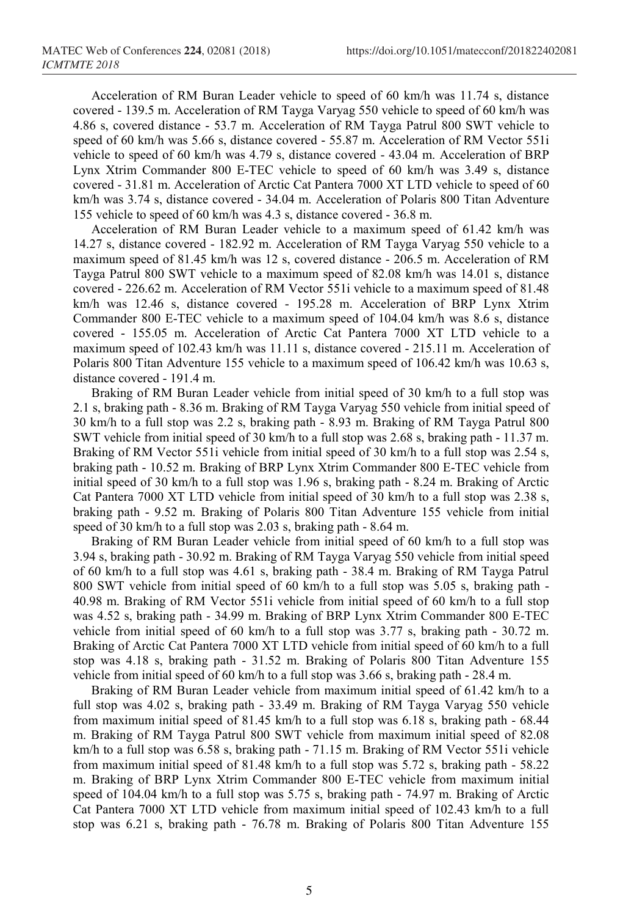Acceleration of RM Buran Leader vehicle to speed of 60 km/h was 11.74 s, distance covered - 139.5 m. Acceleration of RM Tayga Varyag 550 vehicle to speed of 60 km/h was 4.86 s, covered distance - 53.7 m. Acceleration of RM Tayga Patrul 800 SWT vehicle to speed of 60 km/h was 5.66 s, distance covered - 55.87 m. Acceleration of RM Vector 551i vehicle to speed of 60 km/h was 4.79 s, distance covered - 43.04 m. Acceleration of BRP Lynx Xtrim Commander 800 E-TEC vehicle to speed of 60 km/h was 3.49 s, distance covered - 31.81 m. Acceleration of Arctic Cat Pantera 7000 XT LTD vehicle to speed of 60 km/h was 3.74 s, distance covered - 34.04 m. Acceleration of Polaris 800 Titan Adventure 155 vehicle to speed of 60 km/h was 4.3 s, distance covered - 36.8 m.

Acceleration of RM Buran Leader vehicle to a maximum speed of 61.42 km/h was 14.27 s, distance covered - 182.92 m. Acceleration of RM Tayga Varyag 550 vehicle to a maximum speed of 81.45 km/h was 12 s, covered distance - 206.5 m. Acceleration of RM Tayga Patrul 800 SWT vehicle to a maximum speed of 82.08 km/h was 14.01 s, distance covered - 226.62 m. Acceleration of RM Vector 551i vehicle to a maximum speed of 81.48 km/h was 12.46 s, distance covered - 195.28 m. Acceleration of BRP Lynx Xtrim Commander 800 E-TEC vehicle to a maximum speed of 104.04 km/h was 8.6 s, distance covered - 155.05 m. Acceleration of Arctic Cat Pantera 7000 XT LTD vehicle to a maximum speed of 102.43 km/h was 11.11 s, distance covered - 215.11 m. Acceleration of Polaris 800 Titan Adventure 155 vehicle to a maximum speed of 106.42 km/h was 10.63 s, distance covered - 191.4 m.

Braking of RM Buran Leader vehicle from initial speed of 30 km/h to a full stop was 2.1 s, braking path - 8.36 m. Braking of RM Tayga Varyag 550 vehicle from initial speed of 30 km/h to a full stop was 2.2 s, braking path - 8.93 m. Braking of RM Tayga Patrul 800 SWT vehicle from initial speed of 30 km/h to a full stop was 2.68 s, braking path - 11.37 m. Braking of RM Vector 551i vehicle from initial speed of 30 km/h to a full stop was 2.54 s, braking path - 10.52 m. Braking of BRP Lynx Xtrim Commander 800 E-TEC vehicle from initial speed of 30 km/h to a full stop was 1.96 s, braking path - 8.24 m. Braking of Arctic Cat Pantera 7000 XT LTD vehicle from initial speed of 30 km/h to a full stop was 2.38 s, braking path - 9.52 m. Braking of Polaris 800 Titan Adventure 155 vehicle from initial speed of 30 km/h to a full stop was 2.03 s, braking path - 8.64 m.

Braking of RM Buran Leader vehicle from initial speed of 60 km/h to a full stop was 3.94 s, braking path - 30.92 m. Braking of RM Tayga Varyag 550 vehicle from initial speed of 60 km/h to a full stop was 4.61 s, braking path - 38.4 m. Braking of RM Tayga Patrul 800 SWT vehicle from initial speed of 60 km/h to a full stop was 5.05 s, braking path - 40.98 m. Braking of RM Vector 551i vehicle from initial speed of 60 km/h to a full stop was 4.52 s, braking path - 34.99 m. Braking of BRP Lynx Xtrim Commander 800 E-TEC vehicle from initial speed of 60 km/h to a full stop was 3.77 s, braking path - 30.72 m. Braking of Arctic Cat Pantera 7000 XT LTD vehicle from initial speed of 60 km/h to a full stop was 4.18 s, braking path - 31.52 m. Braking of Polaris 800 Titan Adventure 155 vehicle from initial speed of 60 km/h to a full stop was 3.66 s, braking path - 28.4 m.

Braking of RM Buran Leader vehicle from maximum initial speed of 61.42 km/h to a full stop was 4.02 s, braking path - 33.49 m. Braking of RM Tayga Varyag 550 vehicle from maximum initial speed of 81.45 km/h to a full stop was 6.18 s, braking path - 68.44 m. Braking of RM Tayga Patrul 800 SWT vehicle from maximum initial speed of 82.08 km/h to a full stop was 6.58 s, braking path - 71.15 m. Braking of RM Vector 551i vehicle from maximum initial speed of 81.48 km/h to a full stop was 5.72 s, braking path - 58.22 m. Braking of BRP Lynx Xtrim Commander 800 E-TEC vehicle from maximum initial speed of 104.04 km/h to a full stop was 5.75 s, braking path - 74.97 m. Braking of Arctic Cat Pantera 7000 XT LTD vehicle from maximum initial speed of 102.43 km/h to a full stop was 6.21 s, braking path - 76.78 m. Braking of Polaris 800 Titan Adventure 155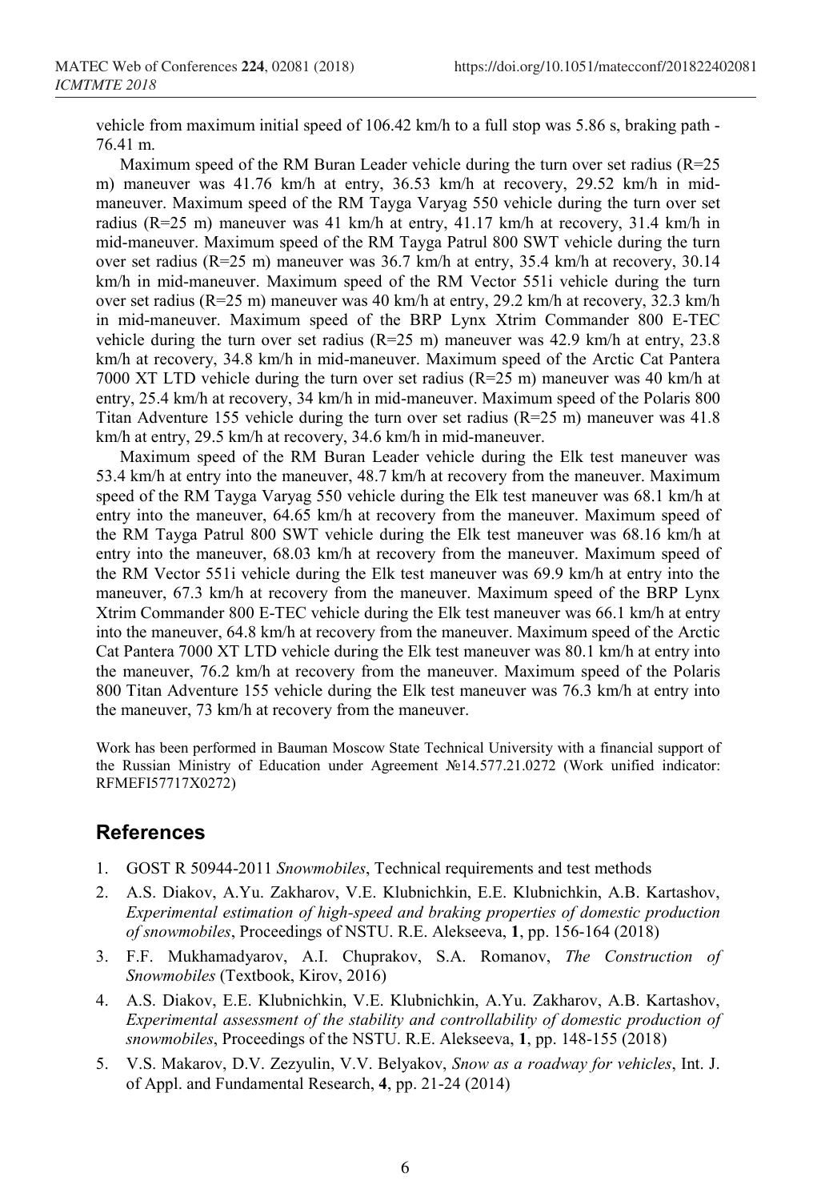vehicle from maximum initial speed of 106.42 km/h to a full stop was 5.86 s, braking path - 76.41 m.

Maximum speed of the RM Buran Leader vehicle during the turn over set radius (R=25 m) maneuver was 41.76 km/h at entry, 36.53 km/h at recovery, 29.52 km/h in mid-maneuver. Maximum speed of the RM Tayga Varyag 550 vehicle during the turn over set radius (R=25 m) maneuver was 41 km/h at entry, 41.17 km/h at recovery, 31.4 km/h in mid-maneuver. Maximum speed of the RM Tayga Patrul 800 SWT vehicle during the turn over set radius (R=25 m) maneuver was 36.7 km/h at entry, 35.4 km/h at recovery, 30.14 km/h in mid-maneuver. Maximum speed of the RM Vector 551i vehicle during the turn over set radius (R=25 m) maneuver was 40 km/h at entry, 29.2 km/h at recovery, 32.3 km/h in mid-maneuver. Maximum speed of the BRP Lynx Xtrim Commander 800 E-TEC vehicle during the turn over set radius (R=25 m) maneuver was 42.9 km/h at entry, 23.8 km/h at recovery, 34.8 km/h in mid-maneuver. Maximum speed of the Arctic Cat Pantera 7000 XT LTD vehicle during the turn over set radius (R=25 m) maneuver was 40 km/h at entry, 25.4 km/h at recovery, 34 km/h in mid-maneuver. Maximum speed of the Polaris 800 Titan Adventure 155 vehicle during the turn over set radius (R=25 m) maneuver was 41.8 km/h at entry, 29.5 km/h at recovery, 34.6 km/h in mid-maneuver.

Maximum speed of the RM Buran Leader vehicle during the Elk test maneuver was 53.4 km/h at entry into the maneuver, 48.7 km/h at recovery from the maneuver. Maximum speed of the RM Tayga Varyag 550 vehicle during the Elk test maneuver was 68.1 km/h at entry into the maneuver, 64.65 km/h at recovery from the maneuver. Maximum speed of the RM Tayga Patrul 800 SWT vehicle during the Elk test maneuver was 68.16 km/h at entry into the maneuver, 68.03 km/h at recovery from the maneuver. Maximum speed of the RM Vector 551i vehicle during the Elk test maneuver was 69.9 km/h at entry into the maneuver, 67.3 km/h at recovery from the maneuver. Maximum speed of the BRP Lynx Xtrim Commander 800 E-TEC vehicle during the Elk test maneuver was 66.1 km/h at entry into the maneuver, 64.8 km/h at recovery from the maneuver. Maximum speed of the Arctic Cat Pantera 7000 XT LTD vehicle during the Elk test maneuver was 80.1 km/h at entry into the maneuver, 76.2 km/h at recovery from the maneuver. Maximum speed of the Polaris 800 Titan Adventure 155 vehicle during the Elk test maneuver was 76.3 km/h at entry into the maneuver, 73 km/h at recovery from the maneuver.

Work has been performed in Bauman Moscow State Technical University with a financial support of the Russian Ministry of Education under Agreement №14.577.21.0272 (Work unified indicator: RFMEFI57717X0272)

## References

1. GOST R 50944-2011 *Snowmobiles*, Technical requirements and test methods
2. A.S. Diakov, A.Yu. Zakharov, V.E. Klubnichkin, E.E. Klubnichkin, A.B. Kartashov, *Experimental estimation of high-speed and braking properties of domestic production of snowmobiles*, Proceedings of NSTU. R.E. Alekseeva, **1**, pp. 156-164 (2018)
3. F.F. Mukhamadyarov, A.I. Chuprakov, S.A. Romanov, *The Construction of Snowmobiles* (Textbook, Kirov, 2016)
4. A.S. Diakov, E.E. Klubnichkin, V.E. Klubnichkin, A.Yu. Zakharov, A.B. Kartashov, *Experimental assessment of the stability and controllability of domestic production of snowmobiles*, Proceedings of the NSTU. R.E. Alekseeva, **1**, pp. 148-155 (2018)
5. V.S. Makarov, D.V. Zezyulin, V.V. Belyakov, *Snow as a roadway for vehicles*, Int. J. of Appl. and Fundamental Research, **4**, pp. 21-24 (2014)